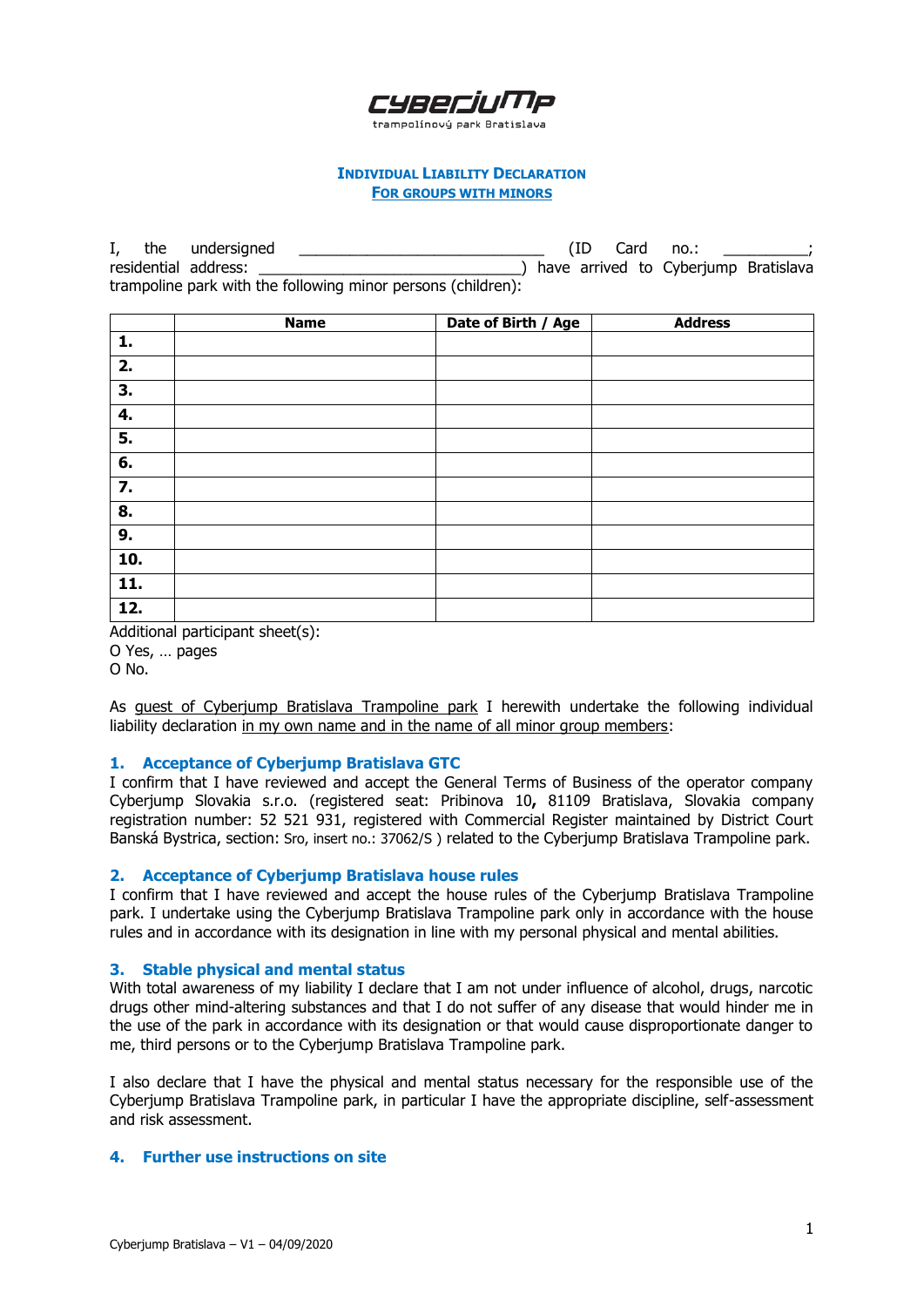cyberjump
trampolínový park Bratislava

# Individual Liability Declaration
## For groups with minors

I, the undersigned ____________________________ (ID Card no.: __________; residential address: ______________________________) have arrived to Cyberjump Bratislava trampoline park with the following minor persons (children):

| | Name | Date of Birth / Age | Address |
|---|---|---|---|
| **1.** | | | |
| **2.** | | | |
| **3.** | | | |
| **4.** | | | |
| **5.** | | | |
| **6.** | | | |
| **7.** | | | |
| **8.** | | | |
| **9.** | | | |
| **10.** | | | |
| **11.** | | | |
| **12.** | | | |

Additional participant sheet(s):
O Yes, … pages
O No.

As guest of Cyberjump Bratislava Trampoline park I herewith undertake the following individual liability declaration in my own name and in the name of all minor group members:

### 1. Acceptance of Cyberjump Bratislava GTC

I confirm that I have reviewed and accept the General Terms of Business of the operator company Cyberjump Slovakia s.r.o. (registered seat: Pribinova 10**,** 81109 Bratislava, Slovakia company registration number: 52 521 931, registered with Commercial Register maintained by District Court Banská Bystrica, section: Sro, insert no.: 37062/S ) related to the Cyberjump Bratislava Trampoline park.

### 2. Acceptance of Cyberjump Bratislava house rules

I confirm that I have reviewed and accept the house rules of the Cyberjump Bratislava Trampoline park. I undertake using the Cyberjump Bratislava Trampoline park only in accordance with the house rules and in accordance with its designation in line with my personal physical and mental abilities.

### 3. Stable physical and mental status

With total awareness of my liability I declare that I am not under influence of alcohol, drugs, narcotic drugs other mind-altering substances and that I do not suffer of any disease that would hinder me in the use of the park in accordance with its designation or that would cause disproportionate danger to me, third persons or to the Cyberjump Bratislava Trampoline park.

I also declare that I have the physical and mental status necessary for the responsible use of the Cyberjump Bratislava Trampoline park, in particular I have the appropriate discipline, self-assessment and risk assessment.

### 4. Further use instructions on site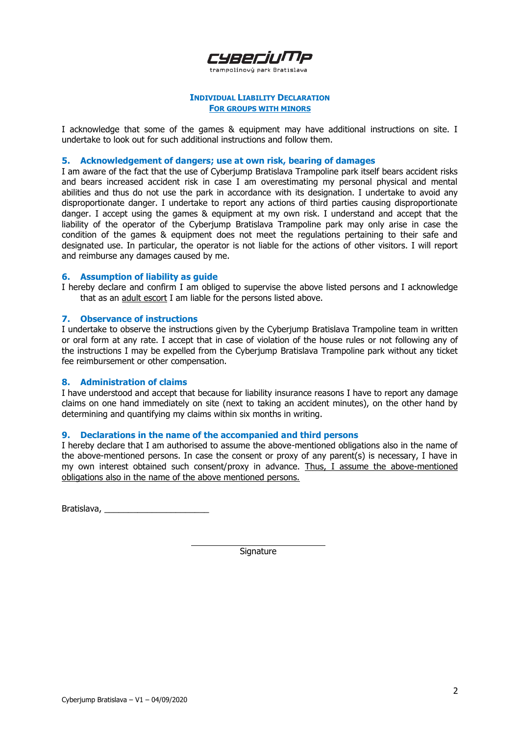cyberjump
trampolínový park Bratislava

**INDIVIDUAL LIABILITY DECLARATION**
**FOR GROUPS WITH MINORS**

I acknowledge that some of the games & equipment may have additional instructions on site. I undertake to look out for such additional instructions and follow them.

### 5. Acknowledgement of dangers; use at own risk, bearing of damages

I am aware of the fact that the use of Cyberjump Bratislava Trampoline park itself bears accident risks and bears increased accident risk in case I am overestimating my personal physical and mental abilities and thus do not use the park in accordance with its designation. I undertake to avoid any disproportionate danger. I undertake to report any actions of third parties causing disproportionate danger. I accept using the games & equipment at my own risk. I understand and accept that the liability of the operator of the Cyberjump Bratislava Trampoline park may only arise in case the condition of the games & equipment does not meet the regulations pertaining to their safe and designated use. In particular, the operator is not liable for the actions of other visitors. I will report and reimburse any damages caused by me.

### 6. Assumption of liability as guide

I hereby declare and confirm I am obliged to supervise the above listed persons and I acknowledge that as an adult escort I am liable for the persons listed above.

### 7. Observance of instructions

I undertake to observe the instructions given by the Cyberjump Bratislava Trampoline team in written or oral form at any rate. I accept that in case of violation of the house rules or not following any of the instructions I may be expelled from the Cyberjump Bratislava Trampoline park without any ticket fee reimbursement or other compensation.

### 8. Administration of claims

I have understood and accept that because for liability insurance reasons I have to report any damage claims on one hand immediately on site (next to taking an accident minutes), on the other hand by determining and quantifying my claims within six months in writing.

### 9. Declarations in the name of the accompanied and third persons

I hereby declare that I am authorised to assume the above-mentioned obligations also in the name of the above-mentioned persons. In case the consent or proxy of any parent(s) is necessary, I have in my own interest obtained such consent/proxy in advance. Thus, I assume the above-mentioned obligations also in the name of the above mentioned persons.

Bratislava, ______________________

______________________________
Signature

Cyberjump Bratislava – V1 – 04/09/2020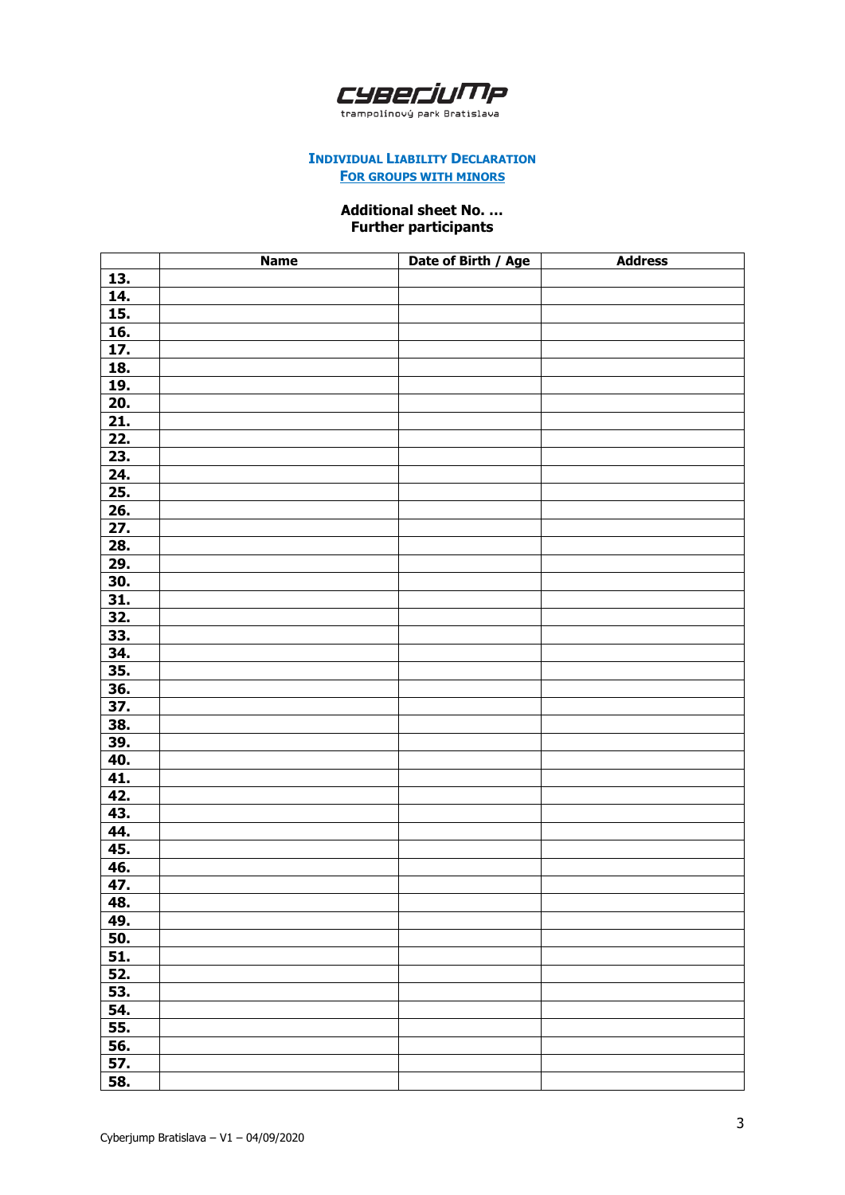CYBERJUMP
trampolínový park Bratislava

**INDIVIDUAL LIABILITY DECLARATION**
**FOR GROUPS WITH MINORS**

**Additional sheet No. ...**
**Further participants**

| | Name | Date of Birth / Age | Address |
|---|---|---|---|
| **13.** | | | |
| **14.** | | | |
| **15.** | | | |
| **16.** | | | |
| **17.** | | | |
| **18.** | | | |
| **19.** | | | |
| **20.** | | | |
| **21.** | | | |
| **22.** | | | |
| **23.** | | | |
| **24.** | | | |
| **25.** | | | |
| **26.** | | | |
| **27.** | | | |
| **28.** | | | |
| **29.** | | | |
| **30.** | | | |
| **31.** | | | |
| **32.** | | | |
| **33.** | | | |
| **34.** | | | |
| **35.** | | | |
| **36.** | | | |
| **37.** | | | |
| **38.** | | | |
| **39.** | | | |
| **40.** | | | |
| **41.** | | | |
| **42.** | | | |
| **43.** | | | |
| **44.** | | | |
| **45.** | | | |
| **46.** | | | |
| **47.** | | | |
| **48.** | | | |
| **49.** | | | |
| **50.** | | | |
| **51.** | | | |
| **52.** | | | |
| **53.** | | | |
| **54.** | | | |
| **55.** | | | |
| **56.** | | | |
| **57.** | | | |
| **58.** | | | |

Cyberjump Bratislava – V1 – 04/09/2020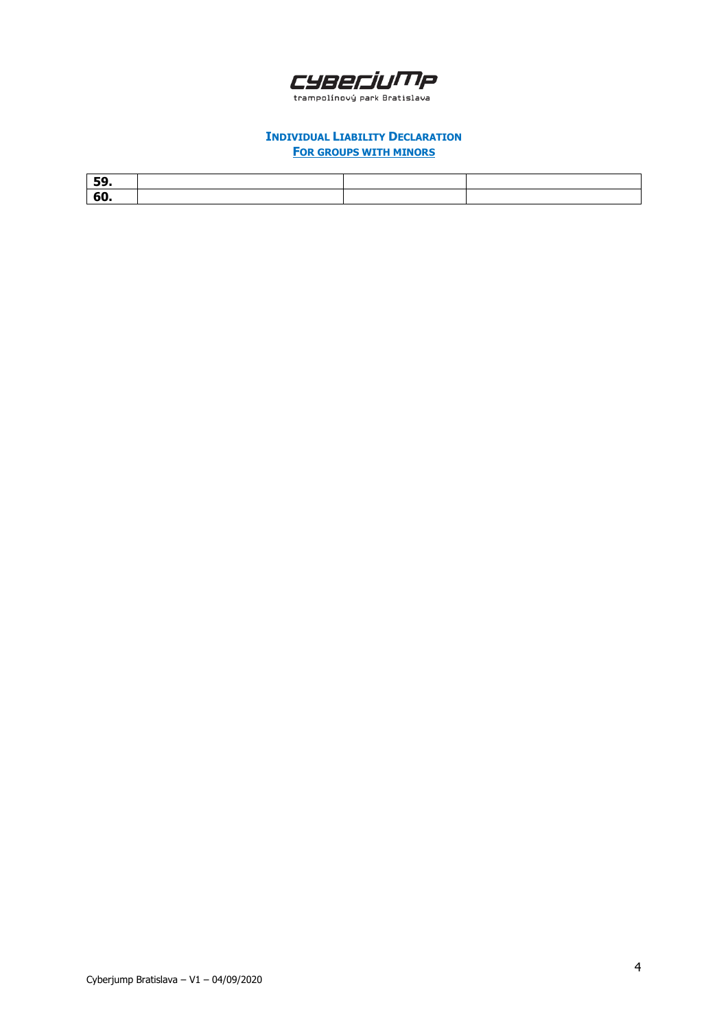**INDIVIDUAL LIABILITY DECLARATION**

**FOR GROUPS WITH MINORS**

| | | | |
|---|---|---|---|
| **59.** | | | |
| **60.** | | | |